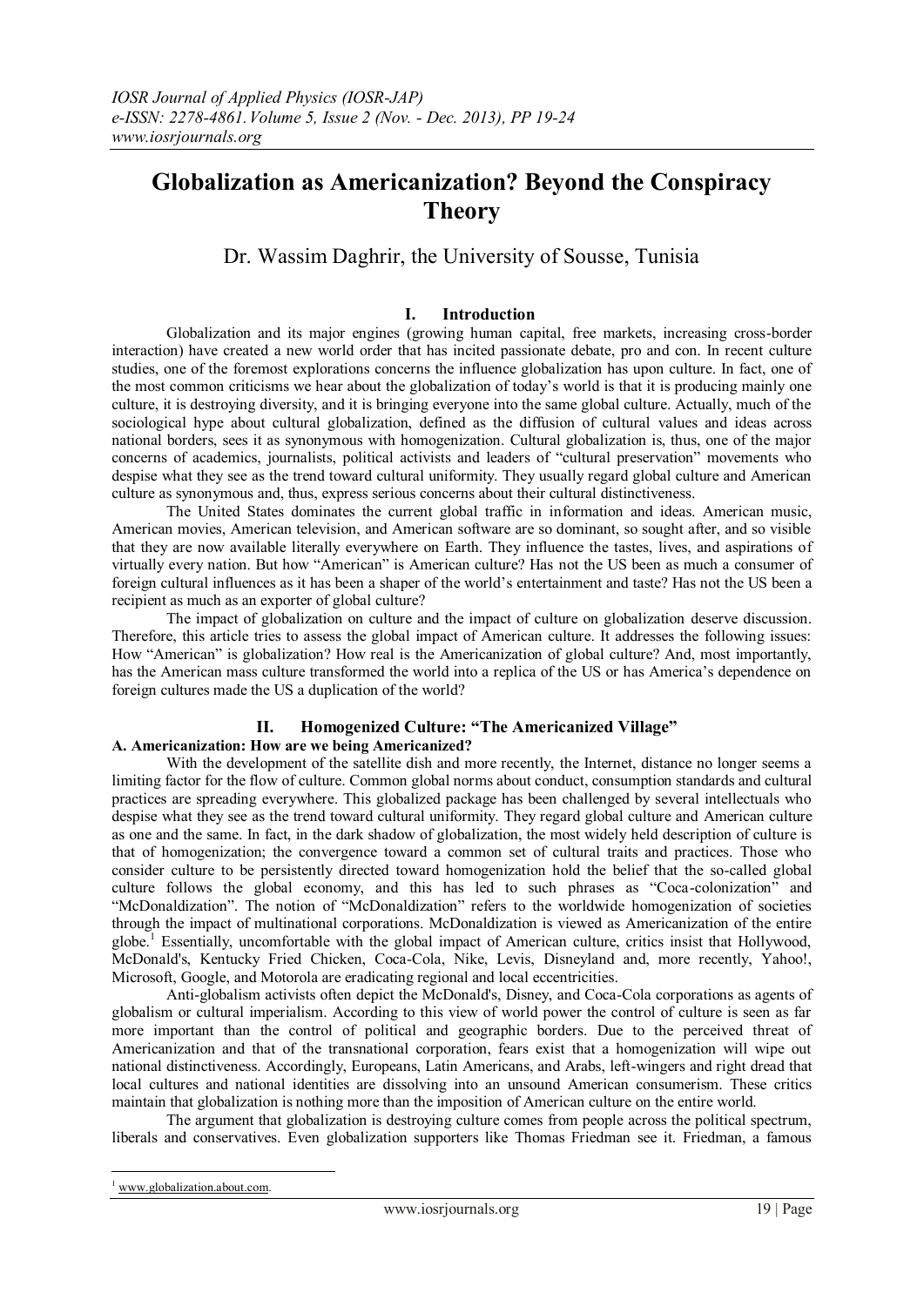# Globalization as Americanization? Beyond the Conspiracy Theory

Dr. Wassim Daghrir, the University of Sousse, Tunisia

## I. Introduction

Globalization and its major engines (growing human capital, free markets, increasing cross-border interaction) have created a new world order that has incited passionate debate, pro and con. In recent culture studies, one of the foremost explorations concerns the influence globalization has upon culture. In fact, one of the most common criticisms we hear about the globalization of today's world is that it is producing mainly one culture, it is destroying diversity, and it is bringing everyone into the same global culture. Actually, much of the sociological hype about cultural globalization, defined as the diffusion of cultural values and ideas across national borders, sees it as synonymous with homogenization. Cultural globalization is, thus, one of the major concerns of academics, journalists, political activists and leaders of "cultural preservation" movements who despise what they see as the trend toward cultural uniformity. They usually regard global culture and American culture as synonymous and, thus, express serious concerns about their cultural distinctiveness.

The United States dominates the current global traffic in information and ideas. American music, American movies, American television, and American software are so dominant, so sought after, and so visible that they are now available literally everywhere on Earth. They influence the tastes, lives, and aspirations of virtually every nation. But how "American" is American culture? Has not the US been as much a consumer of foreign cultural influences as it has been a shaper of the world's entertainment and taste? Has not the US been a recipient as much as an exporter of global culture?

The impact of globalization on culture and the impact of culture on globalization deserve discussion. Therefore, this article tries to assess the global impact of American culture. It addresses the following issues: How "American" is globalization? How real is the Americanization of global culture? And, most importantly, has the American mass culture transformed the world into a replica of the US or has America's dependence on foreign cultures made the US a duplication of the world?

## II. Homogenized Culture: "The Americanized Village"

### A. Americanization: How are we being Americanized?

With the development of the satellite dish and more recently, the Internet, distance no longer seems a limiting factor for the flow of culture. Common global norms about conduct, consumption standards and cultural practices are spreading everywhere. This globalized package has been challenged by several intellectuals who despise what they see as the trend toward cultural uniformity. They regard global culture and American culture as one and the same. In fact, in the dark shadow of globalization, the most widely held description of culture is that of homogenization; the convergence toward a common set of cultural traits and practices. Those who consider culture to be persistently directed toward homogenization hold the belief that the so-called global culture follows the global economy, and this has led to such phrases as "Coca-colonization" and "McDonaldization". The notion of "McDonaldization" refers to the worldwide homogenization of societies through the impact of multinational corporations. McDonaldization is viewed as Americanization of the entire globe.[1] Essentially, uncomfortable with the global impact of American culture, critics insist that Hollywood, McDonald's, Kentucky Fried Chicken, Coca-Cola, Nike, Levis, Disneyland and, more recently, Yahoo!, Microsoft, Google, and Motorola are eradicating regional and local eccentricities.

Anti-globalism activists often depict the McDonald's, Disney, and Coca-Cola corporations as agents of globalism or cultural imperialism. According to this view of world power the control of culture is seen as far more important than the control of political and geographic borders. Due to the perceived threat of Americanization and that of the transnational corporation, fears exist that a homogenization will wipe out national distinctiveness. Accordingly, Europeans, Latin Americans, and Arabs, left-wingers and right dread that local cultures and national identities are dissolving into an unsound American consumerism. These critics maintain that globalization is nothing more than the imposition of American culture on the entire world.

The argument that globalization is destroying culture comes from people across the political spectrum, liberals and conservatives. Even globalization supporters like Thomas Friedman see it. Friedman, a famous

---

[1] www.globalization.about.com.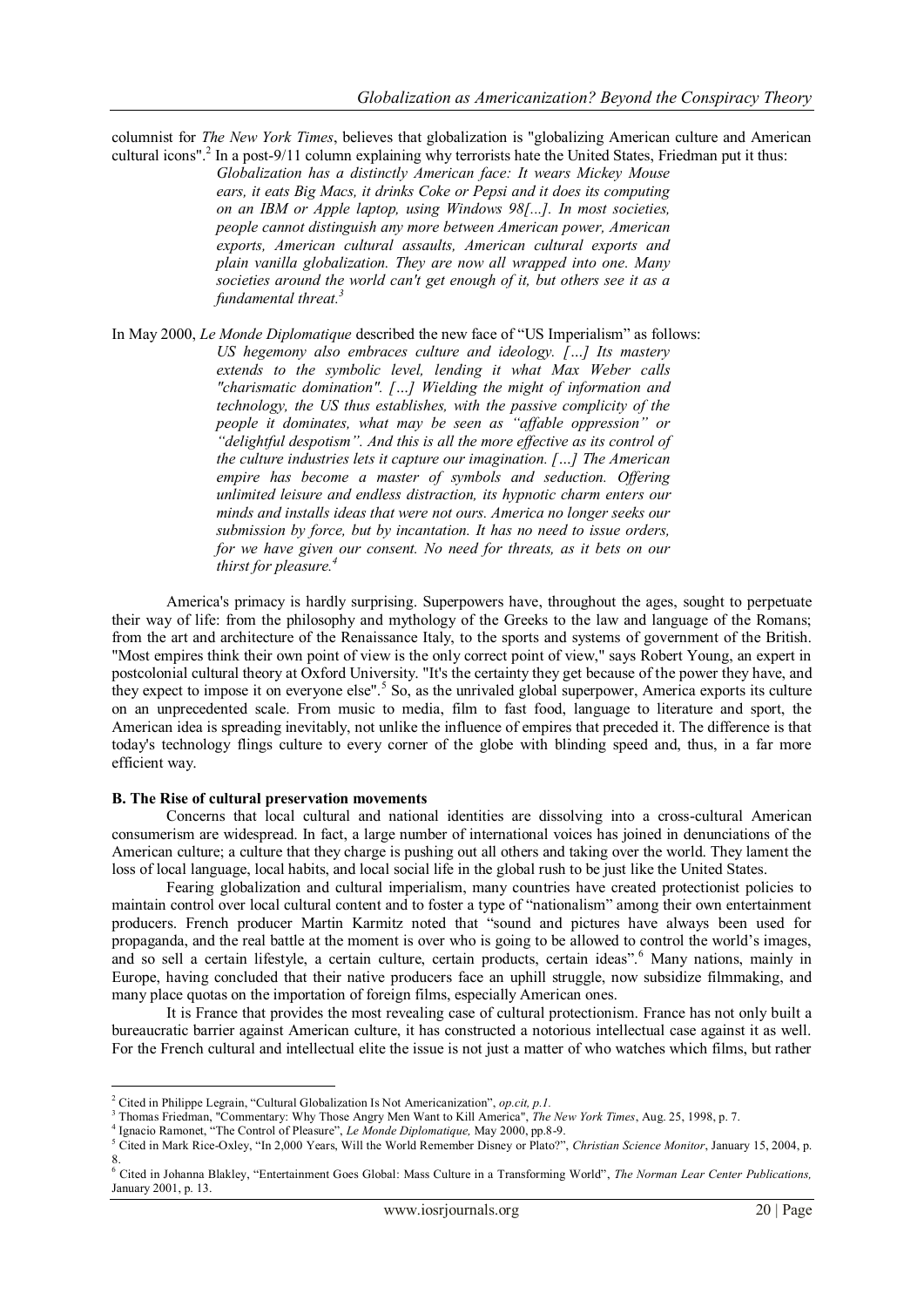columnist for *The New York Times*, believes that globalization is "globalizing American culture and American cultural icons".[2] In a post-9/11 column explaining why terrorists hate the United States, Friedman put it thus:

> *Globalization has a distinctly American face: It wears Mickey Mouse ears, it eats Big Macs, it drinks Coke or Pepsi and it does its computing on an IBM or Apple laptop, using Windows 98[...]. In most societies, people cannot distinguish any more between American power, American exports, American cultural assaults, American cultural exports and plain vanilla globalization. They are now all wrapped into one. Many societies around the world can't get enough of it, but others see it as a fundamental threat.*[3]

In May 2000, *Le Monde Diplomatique* described the new face of "US Imperialism" as follows:

> *US hegemony also embraces culture and ideology. […] Its mastery extends to the symbolic level, lending it what Max Weber calls "charismatic domination". […] Wielding the might of information and technology, the US thus establishes, with the passive complicity of the people it dominates, what may be seen as "affable oppression" or "delightful despotism". And this is all the more effective as its control of the culture industries lets it capture our imagination. […] The American empire has become a master of symbols and seduction. Offering unlimited leisure and endless distraction, its hypnotic charm enters our minds and installs ideas that were not ours. America no longer seeks our submission by force, but by incantation. It has no need to issue orders, for we have given our consent. No need for threats, as it bets on our thirst for pleasure.*[4]

America's primacy is hardly surprising. Superpowers have, throughout the ages, sought to perpetuate their way of life: from the philosophy and mythology of the Greeks to the law and language of the Romans; from the art and architecture of the Renaissance Italy, to the sports and systems of government of the British. "Most empires think their own point of view is the only correct point of view," says Robert Young, an expert in postcolonial cultural theory at Oxford University. "It's the certainty they get because of the power they have, and they expect to impose it on everyone else".[5] So, as the unrivaled global superpower, America exports its culture on an unprecedented scale. From music to media, film to fast food, language to literature and sport, the American idea is spreading inevitably, not unlike the influence of empires that preceded it. The difference is that today's technology flings culture to every corner of the globe with blinding speed and, thus, in a far more efficient way.

**B. The Rise of cultural preservation movements**

Concerns that local cultural and national identities are dissolving into a cross-cultural American consumerism are widespread. In fact, a large number of international voices has joined in denunciations of the American culture; a culture that they charge is pushing out all others and taking over the world. They lament the loss of local language, local habits, and local social life in the global rush to be just like the United States.

Fearing globalization and cultural imperialism, many countries have created protectionist policies to maintain control over local cultural content and to foster a type of "nationalism" among their own entertainment producers. French producer Martin Karmitz noted that "sound and pictures have always been used for propaganda, and the real battle at the moment is over who is going to be allowed to control the world's images, and so sell a certain lifestyle, a certain culture, certain products, certain ideas".[6] Many nations, mainly in Europe, having concluded that their native producers face an uphill struggle, now subsidize filmmaking, and many place quotas on the importation of foreign films, especially American ones.

It is France that provides the most revealing case of cultural protectionism. France has not only built a bureaucratic barrier against American culture, it has constructed a notorious intellectual case against it as well. For the French cultural and intellectual elite the issue is not just a matter of who watches which films, but rather

---

[2] Cited in Philippe Legrain, "Cultural Globalization Is Not Americanization", *op.cit, p.1.*

[3] Thomas Friedman, "Commentary: Why Those Angry Men Want to Kill America", *The New York Times*, Aug. 25, 1998, p. 7.

[4] Ignacio Ramonet, "The Control of Pleasure", *Le Monde Diplomatique,* May 2000, pp.8-9.

[5] Cited in Mark Rice-Oxley, "In 2,000 Years, Will the World Remember Disney or Plato?", *Christian Science Monitor*, January 15, 2004, p. 8.

[6] Cited in Johanna Blakley, "Entertainment Goes Global: Mass Culture in a Transforming World", *The Norman Lear Center Publications,* January 2001, p. 13.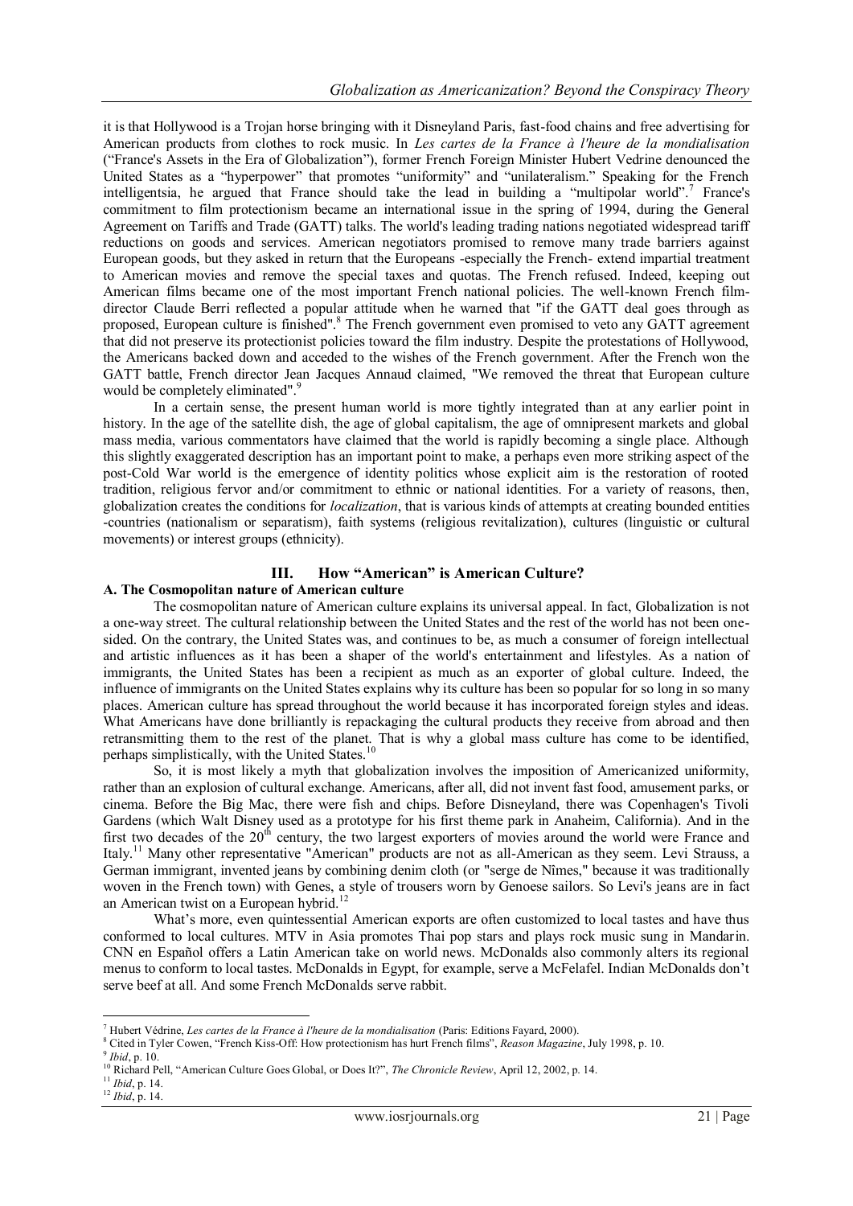it is that Hollywood is a Trojan horse bringing with it Disneyland Paris, fast-food chains and free advertising for American products from clothes to rock music. In *Les cartes de la France à l'heure de la mondialisation* ("France's Assets in the Era of Globalization"), former French Foreign Minister Hubert Vedrine denounced the United States as a "hyperpower" that promotes "uniformity" and "unilateralism." Speaking for the French intelligentsia, he argued that France should take the lead in building a "multipolar world".[7] France's commitment to film protectionism became an international issue in the spring of 1994, during the General Agreement on Tariffs and Trade (GATT) talks. The world's leading trading nations negotiated widespread tariff reductions on goods and services. American negotiators promised to remove many trade barriers against European goods, but they asked in return that the Europeans -especially the French- extend impartial treatment to American movies and remove the special taxes and quotas. The French refused. Indeed, keeping out American films became one of the most important French national policies. The well-known French film-director Claude Berri reflected a popular attitude when he warned that "if the GATT deal goes through as proposed, European culture is finished".[8] The French government even promised to veto any GATT agreement that did not preserve its protectionist policies toward the film industry. Despite the protestations of Hollywood, the Americans backed down and acceded to the wishes of the French government. After the French won the GATT battle, French director Jean Jacques Annaud claimed, "We removed the threat that European culture would be completely eliminated".[9]

In a certain sense, the present human world is more tightly integrated than at any earlier point in history. In the age of the satellite dish, the age of global capitalism, the age of omnipresent markets and global mass media, various commentators have claimed that the world is rapidly becoming a single place. Although this slightly exaggerated description has an important point to make, a perhaps even more striking aspect of the post-Cold War world is the emergence of identity politics whose explicit aim is the restoration of rooted tradition, religious fervor and/or commitment to ethnic or national identities. For a variety of reasons, then, globalization creates the conditions for *localization*, that is various kinds of attempts at creating bounded entities -countries (nationalism or separatism), faith systems (religious revitalization), cultures (linguistic or cultural movements) or interest groups (ethnicity).

## III. How "American" is American Culture?

### A. The Cosmopolitan nature of American culture

The cosmopolitan nature of American culture explains its universal appeal. In fact, Globalization is not a one-way street. The cultural relationship between the United States and the rest of the world has not been one-sided. On the contrary, the United States was, and continues to be, as much a consumer of foreign intellectual and artistic influences as it has been a shaper of the world's entertainment and lifestyles. As a nation of immigrants, the United States has been a recipient as much as an exporter of global culture. Indeed, the influence of immigrants on the United States explains why its culture has been so popular for so long in so many places. American culture has spread throughout the world because it has incorporated foreign styles and ideas. What Americans have done brilliantly is repackaging the cultural products they receive from abroad and then retransmitting them to the rest of the planet. That is why a global mass culture has come to be identified, perhaps simplistically, with the United States.[10]

So, it is most likely a myth that globalization involves the imposition of Americanized uniformity, rather than an explosion of cultural exchange. Americans, after all, did not invent fast food, amusement parks, or cinema. Before the Big Mac, there were fish and chips. Before Disneyland, there was Copenhagen's Tivoli Gardens (which Walt Disney used as a prototype for his first theme park in Anaheim, California). And in the first two decades of the 20th century, the two largest exporters of movies around the world were France and Italy.[11] Many other representative "American" products are not as all-American as they seem. Levi Strauss, a German immigrant, invented jeans by combining denim cloth (or "serge de Nîmes," because it was traditionally woven in the French town) with Genes, a style of trousers worn by Genoese sailors. So Levi's jeans are in fact an American twist on a European hybrid.[12]

What's more, even quintessential American exports are often customized to local tastes and have thus conformed to local cultures. MTV in Asia promotes Thai pop stars and plays rock music sung in Mandarin. CNN en Español offers a Latin American take on world news. McDonalds also commonly alters its regional menus to conform to local tastes. McDonalds in Egypt, for example, serve a McFelafel. Indian McDonalds don't serve beef at all. And some French McDonalds serve rabbit.

---

[7] Hubert Védrine, *Les cartes de la France à l'heure de la mondialisation* (Paris: Editions Fayard, 2000).
[8] Cited in Tyler Cowen, "French Kiss-Off: How protectionism has hurt French films", *Reason Magazine*, July 1998, p. 10.
[9] *Ibid*, p. 10.
[10] Richard Pell, "American Culture Goes Global, or Does It?", *The Chronicle Review*, April 12, 2002, p. 14.
[11] *Ibid*, p. 14.
[12] *Ibid*, p. 14.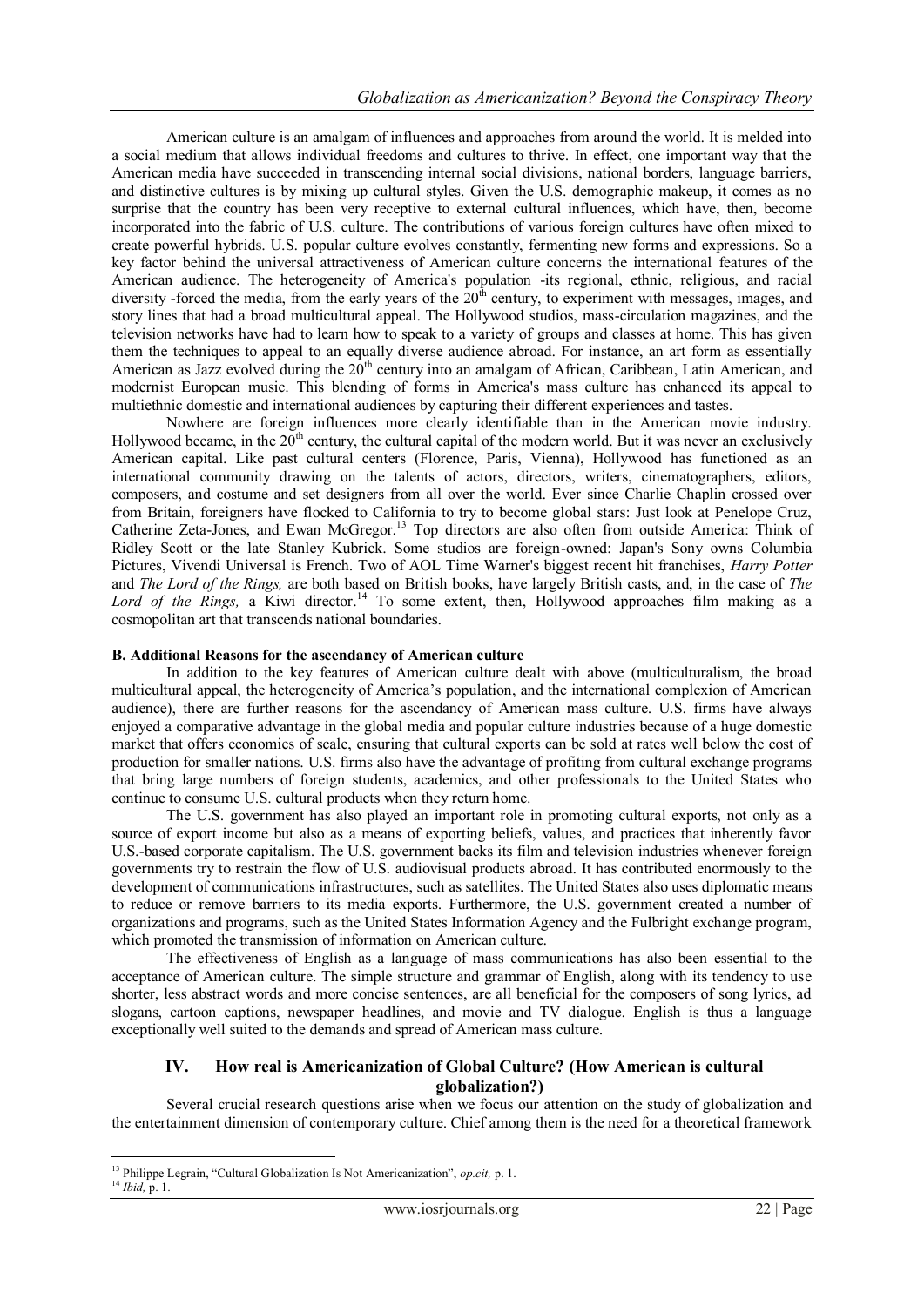American culture is an amalgam of influences and approaches from around the world. It is melded into a social medium that allows individual freedoms and cultures to thrive. In effect, one important way that the American media have succeeded in transcending internal social divisions, national borders, language barriers, and distinctive cultures is by mixing up cultural styles. Given the U.S. demographic makeup, it comes as no surprise that the country has been very receptive to external cultural influences, which have, then, become incorporated into the fabric of U.S. culture. The contributions of various foreign cultures have often mixed to create powerful hybrids. U.S. popular culture evolves constantly, fermenting new forms and expressions. So a key factor behind the universal attractiveness of American culture concerns the international features of the American audience. The heterogeneity of America's population -its regional, ethnic, religious, and racial diversity -forced the media, from the early years of the 20th century, to experiment with messages, images, and story lines that had a broad multicultural appeal. The Hollywood studios, mass-circulation magazines, and the television networks have had to learn how to speak to a variety of groups and classes at home. This has given them the techniques to appeal to an equally diverse audience abroad. For instance, an art form as essentially American as Jazz evolved during the 20th century into an amalgam of African, Caribbean, Latin American, and modernist European music. This blending of forms in America's mass culture has enhanced its appeal to multiethnic domestic and international audiences by capturing their different experiences and tastes.

Nowhere are foreign influences more clearly identifiable than in the American movie industry. Hollywood became, in the 20th century, the cultural capital of the modern world. But it was never an exclusively American capital. Like past cultural centers (Florence, Paris, Vienna), Hollywood has functioned as an international community drawing on the talents of actors, directors, writers, cinematographers, editors, composers, and costume and set designers from all over the world. Ever since Charlie Chaplin crossed over from Britain, foreigners have flocked to California to try to become global stars: Just look at Penelope Cruz, Catherine Zeta-Jones, and Ewan McGregor.[13] Top directors are also often from outside America: Think of Ridley Scott or the late Stanley Kubrick. Some studios are foreign-owned: Japan's Sony owns Columbia Pictures, Vivendi Universal is French. Two of AOL Time Warner's biggest recent hit franchises, *Harry Potter* and *The Lord of the Rings,* are both based on British books, have largely British casts, and, in the case of *The Lord of the Rings,* a Kiwi director.[14] To some extent, then, Hollywood approaches film making as a cosmopolitan art that transcends national boundaries.

**B. Additional Reasons for the ascendancy of American culture**

In addition to the key features of American culture dealt with above (multiculturalism, the broad multicultural appeal, the heterogeneity of America's population, and the international complexion of American audience), there are further reasons for the ascendancy of American mass culture. U.S. firms have always enjoyed a comparative advantage in the global media and popular culture industries because of a huge domestic market that offers economies of scale, ensuring that cultural exports can be sold at rates well below the cost of production for smaller nations. U.S. firms also have the advantage of profiting from cultural exchange programs that bring large numbers of foreign students, academics, and other professionals to the United States who continue to consume U.S. cultural products when they return home.

The U.S. government has also played an important role in promoting cultural exports, not only as a source of export income but also as a means of exporting beliefs, values, and practices that inherently favor U.S.-based corporate capitalism. The U.S. government backs its film and television industries whenever foreign governments try to restrain the flow of U.S. audiovisual products abroad. It has contributed enormously to the development of communications infrastructures, such as satellites. The United States also uses diplomatic means to reduce or remove barriers to its media exports. Furthermore, the U.S. government created a number of organizations and programs, such as the United States Information Agency and the Fulbright exchange program, which promoted the transmission of information on American culture.

The effectiveness of English as a language of mass communications has also been essential to the acceptance of American culture. The simple structure and grammar of English, along with its tendency to use shorter, less abstract words and more concise sentences, are all beneficial for the composers of song lyrics, ad slogans, cartoon captions, newspaper headlines, and movie and TV dialogue. English is thus a language exceptionally well suited to the demands and spread of American mass culture.

## IV. How real is Americanization of Global Culture? (How American is cultural globalization?)

Several crucial research questions arise when we focus our attention on the study of globalization and the entertainment dimension of contemporary culture. Chief among them is the need for a theoretical framework

---

[13] Philippe Legrain, "Cultural Globalization Is Not Americanization", *op.cit,* p. 1.

[14] *Ibid,* p. 1.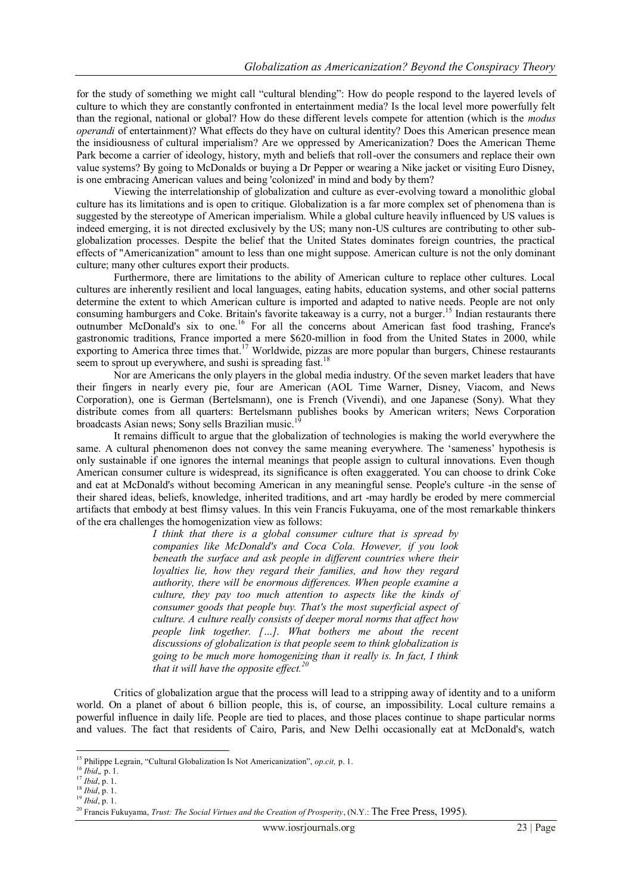for the study of something we might call "cultural blending": How do people respond to the layered levels of culture to which they are constantly confronted in entertainment media? Is the local level more powerfully felt than the regional, national or global? How do these different levels compete for attention (which is the *modus operandi* of entertainment)? What effects do they have on cultural identity? Does this American presence mean the insidiousness of cultural imperialism? Are we oppressed by Americanization? Does the American Theme Park become a carrier of ideology, history, myth and beliefs that roll-over the consumers and replace their own value systems? By going to McDonalds or buying a Dr Pepper or wearing a Nike jacket or visiting Euro Disney, is one embracing American values and being 'colonized' in mind and body by them?

Viewing the interrelationship of globalization and culture as ever-evolving toward a monolithic global culture has its limitations and is open to critique. Globalization is a far more complex set of phenomena than is suggested by the stereotype of American imperialism. While a global culture heavily influenced by US values is indeed emerging, it is not directed exclusively by the US; many non-US cultures are contributing to other sub-globalization processes. Despite the belief that the United States dominates foreign countries, the practical effects of "Americanization" amount to less than one might suppose. American culture is not the only dominant culture; many other cultures export their products.

Furthermore, there are limitations to the ability of American culture to replace other cultures. Local cultures are inherently resilient and local languages, eating habits, education systems, and other social patterns determine the extent to which American culture is imported and adapted to native needs. People are not only consuming hamburgers and Coke. Britain's favorite takeaway is a curry, not a burger.[15] Indian restaurants there outnumber McDonald's six to one.[16] For all the concerns about American fast food trashing, France's gastronomic traditions, France imported a mere $620-million in food from the United States in 2000, while exporting to America three times that.[17] Worldwide, pizzas are more popular than burgers, Chinese restaurants seem to sprout up everywhere, and sushi is spreading fast.[18]

Nor are Americans the only players in the global media industry. Of the seven market leaders that have their fingers in nearly every pie, four are American (AOL Time Warner, Disney, Viacom, and News Corporation), one is German (Bertelsmann), one is French (Vivendi), and one Japanese (Sony). What they distribute comes from all quarters: Bertelsmann publishes books by American writers; News Corporation broadcasts Asian news; Sony sells Brazilian music.[19]

It remains difficult to argue that the globalization of technologies is making the world everywhere the same. A cultural phenomenon does not convey the same meaning everywhere. The 'sameness' hypothesis is only sustainable if one ignores the internal meanings that people assign to cultural innovations. Even though American consumer culture is widespread, its significance is often exaggerated. You can choose to drink Coke and eat at McDonald's without becoming American in any meaningful sense. People's culture -in the sense of their shared ideas, beliefs, knowledge, inherited traditions, and art -may hardly be eroded by mere commercial artifacts that embody at best flimsy values. In this vein Francis Fukuyama, one of the most remarkable thinkers of the era challenges the homogenization view as follows:

> *I think that there is a global consumer culture that is spread by companies like McDonald's and Coca Cola. However, if you look beneath the surface and ask people in different countries where their loyalties lie, how they regard their families, and how they regard authority, there will be enormous differences. When people examine a culture, they pay too much attention to aspects like the kinds of consumer goods that people buy. That's the most superficial aspect of culture. A culture really consists of deeper moral norms that affect how people link together. […]. What bothers me about the recent discussions of globalization is that people seem to think globalization is going to be much more homogenizing than it really is. In fact, I think that it will have the opposite effect.*[20]

Critics of globalization argue that the process will lead to a stripping away of identity and to a uniform world. On a planet of about 6 billion people, this is, of course, an impossibility. Local culture remains a powerful influence in daily life. People are tied to places, and those places continue to shape particular norms and values. The fact that residents of Cairo, Paris, and New Delhi occasionally eat at McDonald's, watch

---

[15] Philippe Legrain, "Cultural Globalization Is Not Americanization", *op.cit,* p. 1.
[16] *Ibid*,, p. 1.
[17] *Ibid*, p. 1.
[18] *Ibid*, p. 1.
[19] *Ibid*, p. 1.
[20] Francis Fukuyama, *Trust: The Social Virtues and the Creation of Prosperity*, (N.Y.: The Free Press, 1995).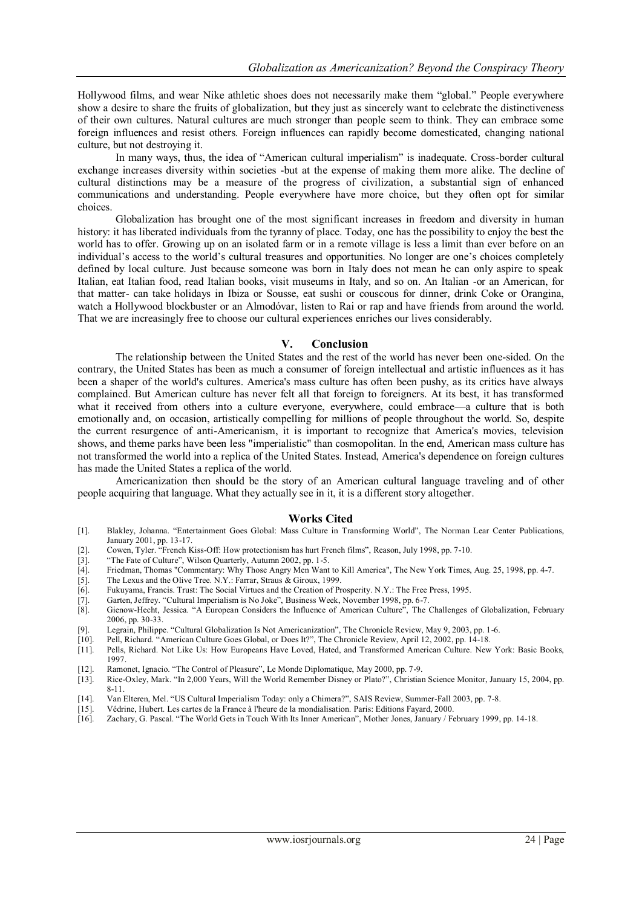Hollywood films, and wear Nike athletic shoes does not necessarily make them "global." People everywhere show a desire to share the fruits of globalization, but they just as sincerely want to celebrate the distinctiveness of their own cultures. Natural cultures are much stronger than people seem to think. They can embrace some foreign influences and resist others. Foreign influences can rapidly become domesticated, changing national culture, but not destroying it.

In many ways, thus, the idea of "American cultural imperialism" is inadequate. Cross-border cultural exchange increases diversity within societies -but at the expense of making them more alike. The decline of cultural distinctions may be a measure of the progress of civilization, a substantial sign of enhanced communications and understanding. People everywhere have more choice, but they often opt for similar choices.

Globalization has brought one of the most significant increases in freedom and diversity in human history: it has liberated individuals from the tyranny of place. Today, one has the possibility to enjoy the best the world has to offer. Growing up on an isolated farm or in a remote village is less a limit than ever before on an individual's access to the world's cultural treasures and opportunities. No longer are one's choices completely defined by local culture. Just because someone was born in Italy does not mean he can only aspire to speak Italian, eat Italian food, read Italian books, visit museums in Italy, and so on. An Italian -or an American, for that matter- can take holidays in Ibiza or Sousse, eat sushi or couscous for dinner, drink Coke or Orangina, watch a Hollywood blockbuster or an Almodóvar, listen to Rai or rap and have friends from around the world. That we are increasingly free to choose our cultural experiences enriches our lives considerably.

## V. Conclusion

The relationship between the United States and the rest of the world has never been one-sided. On the contrary, the United States has been as much a consumer of foreign intellectual and artistic influences as it has been a shaper of the world's cultures. America's mass culture has often been pushy, as its critics have always complained. But American culture has never felt all that foreign to foreigners. At its best, it has transformed what it received from others into a culture everyone, everywhere, could embrace—a culture that is both emotionally and, on occasion, artistically compelling for millions of people throughout the world. So, despite the current resurgence of anti-Americanism, it is important to recognize that America's movies, television shows, and theme parks have been less "imperialistic" than cosmopolitan. In the end, American mass culture has not transformed the world into a replica of the United States. Instead, America's dependence on foreign cultures has made the United States a replica of the world.

Americanization then should be the story of an American cultural language traveling and of other people acquiring that language. What they actually see in it, it is a different story altogether.

## Works Cited

[1]. Blakley, Johanna. "Entertainment Goes Global: Mass Culture in Transforming World", The Norman Lear Center Publications, January 2001, pp. 13-17.
[2]. Cowen, Tyler. "French Kiss-Off: How protectionism has hurt French films", Reason, July 1998, pp. 7-10.
[3]. "The Fate of Culture", Wilson Quarterly, Autumn 2002, pp. 1-5.
[4]. Friedman, Thomas "Commentary: Why Those Angry Men Want to Kill America", The New York Times, Aug. 25, 1998, pp. 4-7.
[5]. The Lexus and the Olive Tree. N.Y.: Farrar, Straus & Giroux, 1999.
[6]. Fukuyama, Francis. Trust: The Social Virtues and the Creation of Prosperity. N.Y.: The Free Press, 1995.
[7]. Garten, Jeffrey. "Cultural Imperialism is No Joke", Business Week, November 1998, pp. 6-7.
[8]. Gienow-Hecht, Jessica. "A European Considers the Influence of American Culture", The Challenges of Globalization, February 2006, pp. 30-33.
[9]. Legrain, Philippe. "Cultural Globalization Is Not Americanization", The Chronicle Review, May 9, 2003, pp. 1-6.
[10]. Pell, Richard. "American Culture Goes Global, or Does It?", The Chronicle Review, April 12, 2002, pp. 14-18.
[11]. Pells, Richard. Not Like Us: How Europeans Have Loved, Hated, and Transformed American Culture. New York: Basic Books, 1997.
[12]. Ramonet, Ignacio. "The Control of Pleasure", Le Monde Diplomatique, May 2000, pp. 7-9.
[13]. Rice-Oxley, Mark. "In 2,000 Years, Will the World Remember Disney or Plato?", Christian Science Monitor, January 15, 2004, pp. 8-11.
[14]. Van Elteren, Mel. "US Cultural Imperialism Today: only a Chimera?", SAIS Review, Summer-Fall 2003, pp. 7-8.
[15]. Védrine, Hubert. Les cartes de la France à l'heure de la mondialisation. Paris: Editions Fayard, 2000.
[16]. Zachary, G. Pascal. "The World Gets in Touch With Its Inner American", Mother Jones, January / February 1999, pp. 14-18.